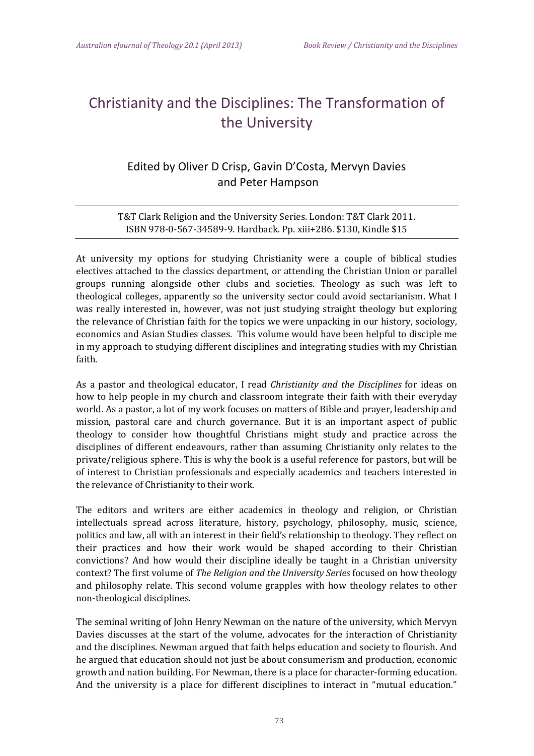# Christianity and the Disciplines: The Transformation of the University

## Edited by Oliver D Crisp, Gavin D'Costa, Mervyn Davies and Peter Hampson

T&T Clark Religion and the University Series. London: T&T Clark 2011.
ISBN 978-0-567-34589-9. Hardback. Pp. xiii+286. $130, Kindle $15

At university my options for studying Christianity were a couple of biblical studies electives attached to the classics department, or attending the Christian Union or parallel groups running alongside other clubs and societies. Theology as such was left to theological colleges, apparently so the university sector could avoid sectarianism. What I was really interested in, however, was not just studying straight theology but exploring the relevance of Christian faith for the topics we were unpacking in our history, sociology, economics and Asian Studies classes. This volume would have been helpful to disciple me in my approach to studying different disciplines and integrating studies with my Christian faith.

As a pastor and theological educator, I read *Christianity and the Disciplines* for ideas on how to help people in my church and classroom integrate their faith with their everyday world. As a pastor, a lot of my work focuses on matters of Bible and prayer, leadership and mission, pastoral care and church governance. But it is an important aspect of public theology to consider how thoughtful Christians might study and practice across the disciplines of different endeavours, rather than assuming Christianity only relates to the private/religious sphere. This is why the book is a useful reference for pastors, but will be of interest to Christian professionals and especially academics and teachers interested in the relevance of Christianity to their work.

The editors and writers are either academics in theology and religion, or Christian intellectuals spread across literature, history, psychology, philosophy, music, science, politics and law, all with an interest in their field's relationship to theology. They reflect on their practices and how their work would be shaped according to their Christian convictions? And how would their discipline ideally be taught in a Christian university context? The first volume of *The Religion and the University Series* focused on how theology and philosophy relate. This second volume grapples with how theology relates to other non-theological disciplines.

The seminal writing of John Henry Newman on the nature of the university, which Mervyn Davies discusses at the start of the volume, advocates for the interaction of Christianity and the disciplines. Newman argued that faith helps education and society to flourish. And he argued that education should not just be about consumerism and production, economic growth and nation building. For Newman, there is a place for character-forming education. And the university is a place for different disciplines to interact in "mutual education."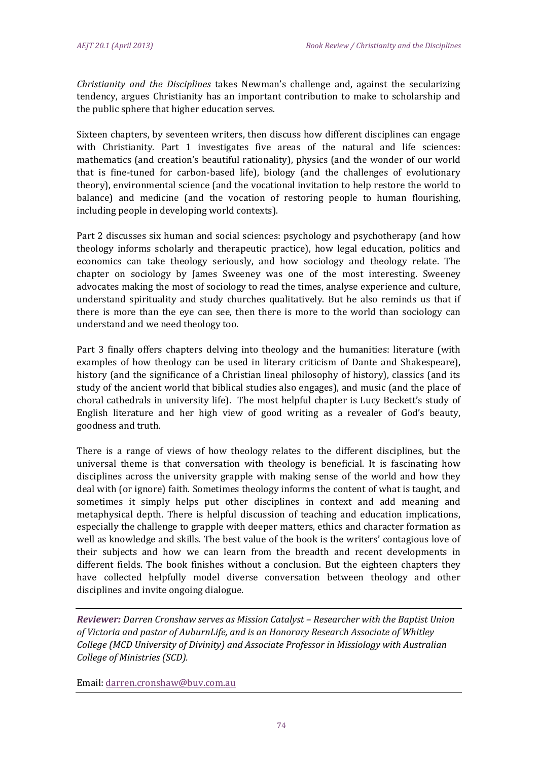*Christianity and the Disciplines* takes Newman's challenge and, against the secularizing tendency, argues Christianity has an important contribution to make to scholarship and the public sphere that higher education serves.

Sixteen chapters, by seventeen writers, then discuss how different disciplines can engage with Christianity. Part 1 investigates five areas of the natural and life sciences: mathematics (and creation's beautiful rationality), physics (and the wonder of our world that is fine-tuned for carbon-based life), biology (and the challenges of evolutionary theory), environmental science (and the vocational invitation to help restore the world to balance) and medicine (and the vocation of restoring people to human flourishing, including people in developing world contexts).

Part 2 discusses six human and social sciences: psychology and psychotherapy (and how theology informs scholarly and therapeutic practice), how legal education, politics and economics can take theology seriously, and how sociology and theology relate. The chapter on sociology by James Sweeney was one of the most interesting. Sweeney advocates making the most of sociology to read the times, analyse experience and culture, understand spirituality and study churches qualitatively. But he also reminds us that if there is more than the eye can see, then there is more to the world than sociology can understand and we need theology too.

Part 3 finally offers chapters delving into theology and the humanities: literature (with examples of how theology can be used in literary criticism of Dante and Shakespeare), history (and the significance of a Christian lineal philosophy of history), classics (and its study of the ancient world that biblical studies also engages), and music (and the place of choral cathedrals in university life). The most helpful chapter is Lucy Beckett's study of English literature and her high view of good writing as a revealer of God's beauty, goodness and truth.

There is a range of views of how theology relates to the different disciplines, but the universal theme is that conversation with theology is beneficial. It is fascinating how disciplines across the university grapple with making sense of the world and how they deal with (or ignore) faith. Sometimes theology informs the content of what is taught, and sometimes it simply helps put other disciplines in context and add meaning and metaphysical depth. There is helpful discussion of teaching and education implications, especially the challenge to grapple with deeper matters, ethics and character formation as well as knowledge and skills. The best value of the book is the writers' contagious love of their subjects and how we can learn from the breadth and recent developments in different fields. The book finishes without a conclusion. But the eighteen chapters they have collected helpfully model diverse conversation between theology and other disciplines and invite ongoing dialogue.

---

***Reviewer:*** *Darren Cronshaw serves as Mission Catalyst – Researcher with the Baptist Union of Victoria and pastor of AuburnLife, and is an Honorary Research Associate of Whitley College (MCD University of Divinity) and Associate Professor in Missiology with Australian College of Ministries (SCD).*

Email: darren.cronshaw@buv.com.au